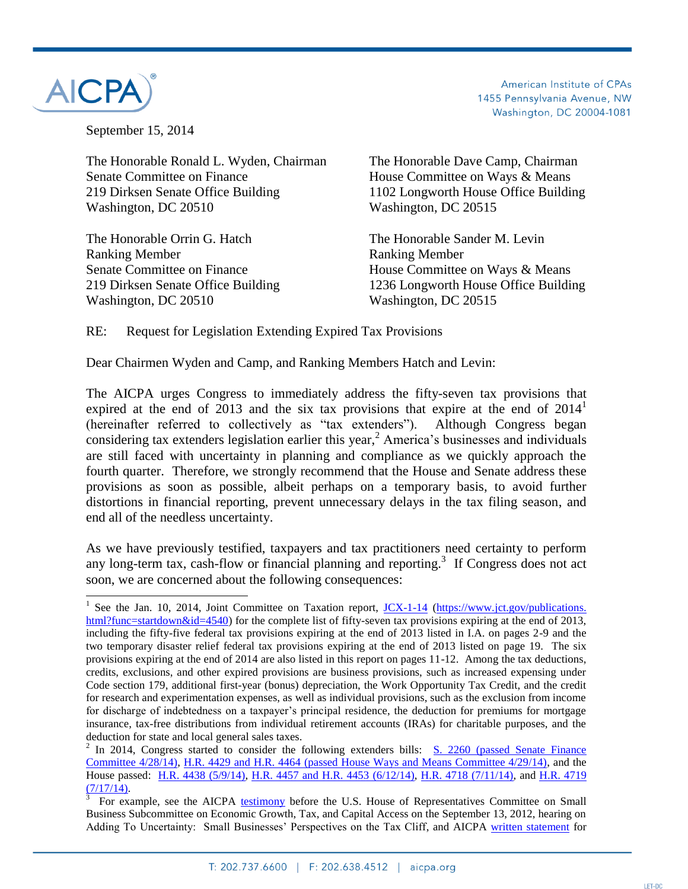American Institute of CPAs
1455 Pennsylvania Avenue, NW
Washington, DC 20004-1081

September 15, 2014

The Honorable Ronald L. Wyden, Chairman
Senate Committee on Finance
219 Dirksen Senate Office Building
Washington, DC 20510

The Honorable Orrin G. Hatch
Ranking Member
Senate Committee on Finance
219 Dirksen Senate Office Building
Washington, DC 20510

The Honorable Dave Camp, Chairman
House Committee on Ways & Means
1102 Longworth House Office Building
Washington, DC 20515

The Honorable Sander M. Levin
Ranking Member
House Committee on Ways & Means
1236 Longworth House Office Building
Washington, DC 20515

RE: Request for Legislation Extending Expired Tax Provisions

Dear Chairmen Wyden and Camp, and Ranking Members Hatch and Levin:

The AICPA urges Congress to immediately address the fifty-seven tax provisions that expired at the end of 2013 and the six tax provisions that expire at the end of 2014[1] (hereinafter referred to collectively as "tax extenders"). Although Congress began considering tax extenders legislation earlier this year,[2] America's businesses and individuals are still faced with uncertainty in planning and compliance as we quickly approach the fourth quarter. Therefore, we strongly recommend that the House and Senate address these provisions as soon as possible, albeit perhaps on a temporary basis, to avoid further distortions in financial reporting, prevent unnecessary delays in the tax filing season, and end all of the needless uncertainty.

As we have previously testified, taxpayers and tax practitioners need certainty to perform any long-term tax, cash-flow or financial planning and reporting.[3] If Congress does not act soon, we are concerned about the following consequences:

---

[1] See the Jan. 10, 2014, Joint Committee on Taxation report, JCX-1-14 (https://www.jct.gov/publications.html?func=startdown&id=4540) for the complete list of fifty-seven tax provisions expiring at the end of 2013, including the fifty-five federal tax provisions expiring at the end of 2013 listed in I.A. on pages 2-9 and the two temporary disaster relief federal tax provisions expiring at the end of 2013 listed on page 19. The six provisions expiring at the end of 2014 are also listed in this report on pages 11-12. Among the tax deductions, credits, exclusions, and other expired provisions are business provisions, such as increased expensing under Code section 179, additional first-year (bonus) depreciation, the Work Opportunity Tax Credit, and the credit for research and experimentation expenses, as well as individual provisions, such as the exclusion from income for discharge of indebtedness on a taxpayer's principal residence, the deduction for premiums for mortgage insurance, tax-free distributions from individual retirement accounts (IRAs) for charitable purposes, and the deduction for state and local general sales taxes.

[2] In 2014, Congress started to consider the following extenders bills: S. 2260 (passed Senate Finance Committee 4/28/14), H.R. 4429 and H.R. 4464 (passed House Ways and Means Committee 4/29/14), and the House passed: H.R. 4438 (5/9/14), H.R. 4457 and H.R. 4453 (6/12/14), H.R. 4718 (7/11/14), and H.R. 4719 (7/17/14).

[3] For example, see the AICPA testimony before the U.S. House of Representatives Committee on Small Business Subcommittee on Economic Growth, Tax, and Capital Access on the September 13, 2012, hearing on Adding To Uncertainty: Small Businesses' Perspectives on the Tax Cliff, and AICPA written statement for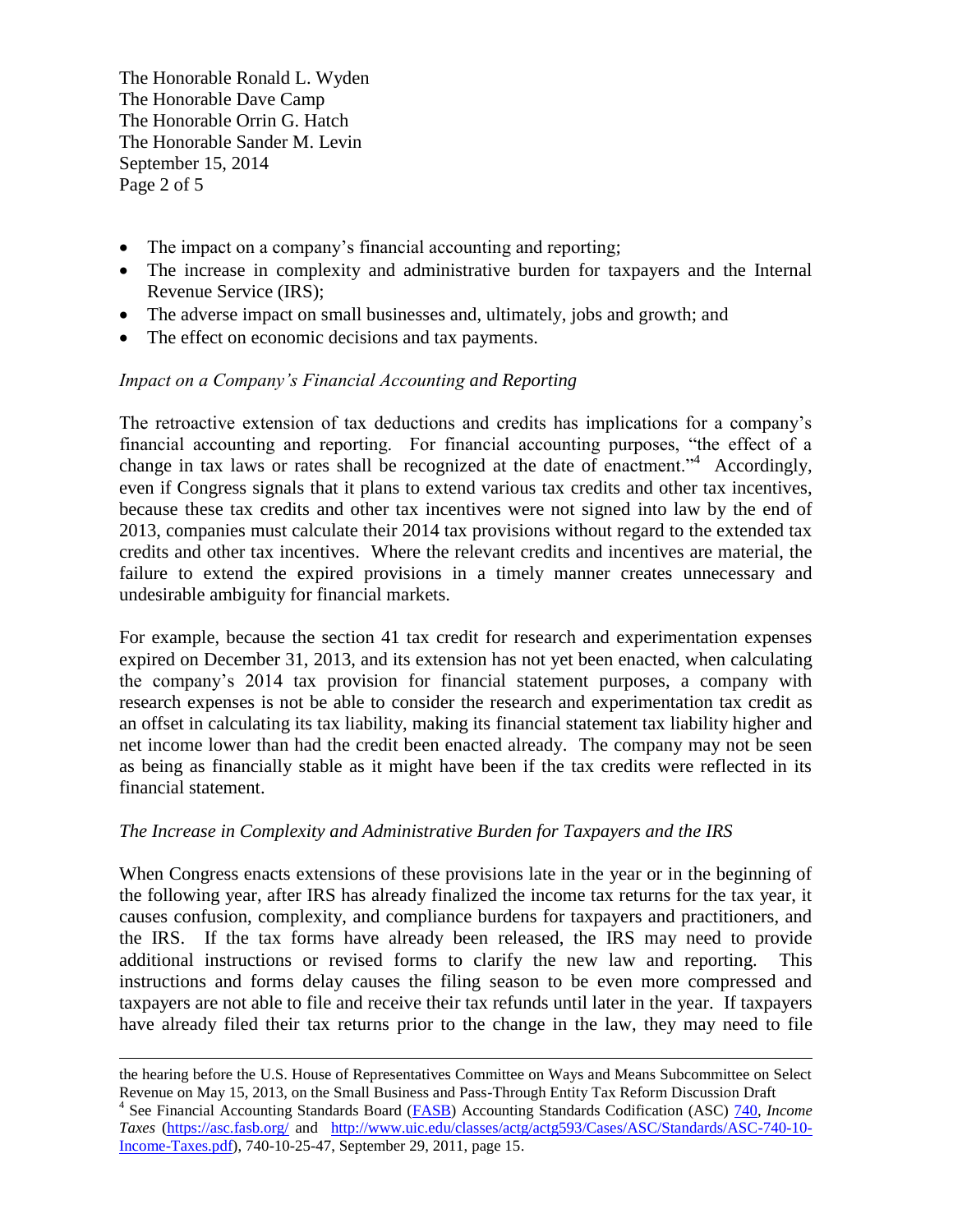- The impact on a company's financial accounting and reporting;
- The increase in complexity and administrative burden for taxpayers and the Internal Revenue Service (IRS);
- The adverse impact on small businesses and, ultimately, jobs and growth; and
- The effect on economic decisions and tax payments.

*Impact on a Company's Financial Accounting and Reporting*

The retroactive extension of tax deductions and credits has implications for a company's financial accounting and reporting. For financial accounting purposes, "the effect of a change in tax laws or rates shall be recognized at the date of enactment."[4] Accordingly, even if Congress signals that it plans to extend various tax credits and other tax incentives, because these tax credits and other tax incentives were not signed into law by the end of 2013, companies must calculate their 2014 tax provisions without regard to the extended tax credits and other tax incentives. Where the relevant credits and incentives are material, the failure to extend the expired provisions in a timely manner creates unnecessary and undesirable ambiguity for financial markets.

For example, because the section 41 tax credit for research and experimentation expenses expired on December 31, 2013, and its extension has not yet been enacted, when calculating the company's 2014 tax provision for financial statement purposes, a company with research expenses is not be able to consider the research and experimentation tax credit as an offset in calculating its tax liability, making its financial statement tax liability higher and net income lower than had the credit been enacted already. The company may not be seen as being as financially stable as it might have been if the tax credits were reflected in its financial statement.

*The Increase in Complexity and Administrative Burden for Taxpayers and the IRS*

When Congress enacts extensions of these provisions late in the year or in the beginning of the following year, after IRS has already finalized the income tax returns for the tax year, it causes confusion, complexity, and compliance burdens for taxpayers and practitioners, and the IRS. If the tax forms have already been released, the IRS may need to provide additional instructions or revised forms to clarify the new law and reporting. This instructions and forms delay causes the filing season to be even more compressed and taxpayers are not able to file and receive their tax refunds until later in the year. If taxpayers have already filed their tax returns prior to the change in the law, they may need to file

---

the hearing before the U.S. House of Representatives Committee on Ways and Means Subcommittee on Select Revenue on May 15, 2013, on the Small Business and Pass-Through Entity Tax Reform Discussion Draft

[4] See Financial Accounting Standards Board (FASB) Accounting Standards Codification (ASC) 740, *Income Taxes* (https://asc.fasb.org/ and http://www.uic.edu/classes/actg/actg593/Cases/ASC/Standards/ASC-740-10-Income-Taxes.pdf), 740-10-25-47, September 29, 2011, page 15.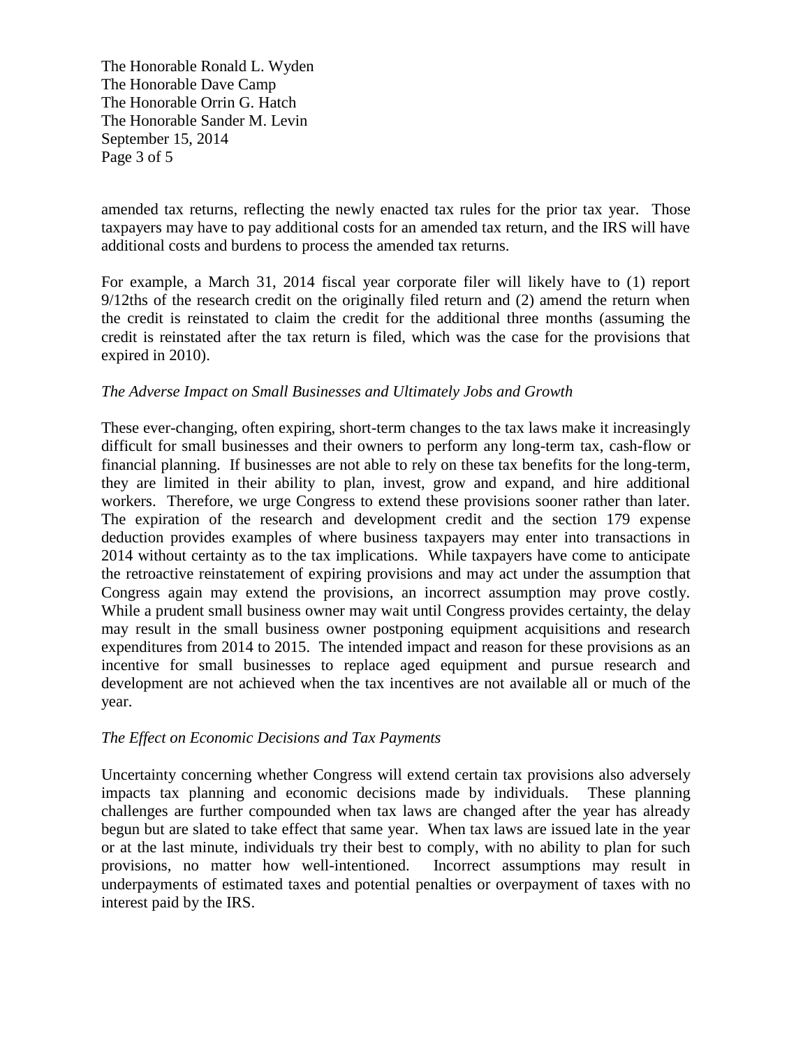amended tax returns, reflecting the newly enacted tax rules for the prior tax year. Those taxpayers may have to pay additional costs for an amended tax return, and the IRS will have additional costs and burdens to process the amended tax returns.

For example, a March 31, 2014 fiscal year corporate filer will likely have to (1) report 9/12ths of the research credit on the originally filed return and (2) amend the return when the credit is reinstated to claim the credit for the additional three months (assuming the credit is reinstated after the tax return is filed, which was the case for the provisions that expired in 2010).

*The Adverse Impact on Small Businesses and Ultimately Jobs and Growth*

These ever-changing, often expiring, short-term changes to the tax laws make it increasingly difficult for small businesses and their owners to perform any long-term tax, cash-flow or financial planning. If businesses are not able to rely on these tax benefits for the long-term, they are limited in their ability to plan, invest, grow and expand, and hire additional workers. Therefore, we urge Congress to extend these provisions sooner rather than later. The expiration of the research and development credit and the section 179 expense deduction provides examples of where business taxpayers may enter into transactions in 2014 without certainty as to the tax implications. While taxpayers have come to anticipate the retroactive reinstatement of expiring provisions and may act under the assumption that Congress again may extend the provisions, an incorrect assumption may prove costly. While a prudent small business owner may wait until Congress provides certainty, the delay may result in the small business owner postponing equipment acquisitions and research expenditures from 2014 to 2015. The intended impact and reason for these provisions as an incentive for small businesses to replace aged equipment and pursue research and development are not achieved when the tax incentives are not available all or much of the year.

*The Effect on Economic Decisions and Tax Payments*

Uncertainty concerning whether Congress will extend certain tax provisions also adversely impacts tax planning and economic decisions made by individuals. These planning challenges are further compounded when tax laws are changed after the year has already begun but are slated to take effect that same year. When tax laws are issued late in the year or at the last minute, individuals try their best to comply, with no ability to plan for such provisions, no matter how well-intentioned. Incorrect assumptions may result in underpayments of estimated taxes and potential penalties or overpayment of taxes with no interest paid by the IRS.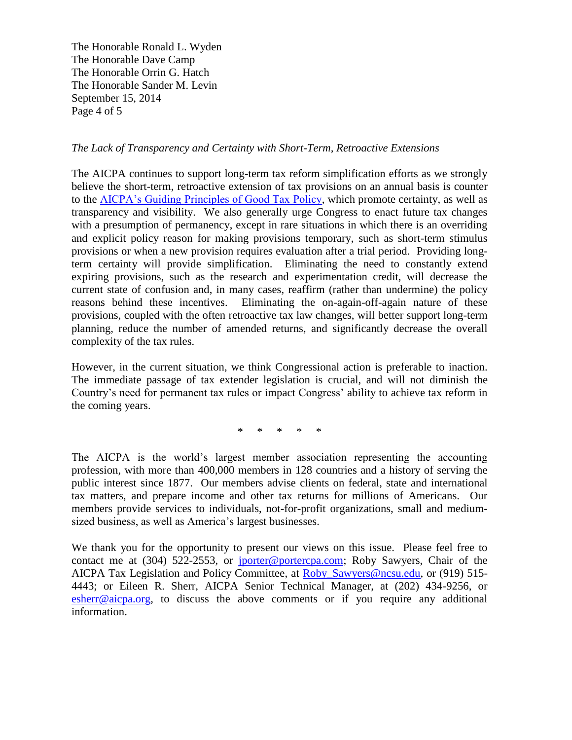*The Lack of Transparency and Certainty with Short-Term, Retroactive Extensions*

The AICPA continues to support long-term tax reform simplification efforts as we strongly believe the short-term, retroactive extension of tax provisions on an annual basis is counter to the [AICPA's Guiding Principles of Good Tax Policy](), which promote certainty, as well as transparency and visibility. We also generally urge Congress to enact future tax changes with a presumption of permanency, except in rare situations in which there is an overriding and explicit policy reason for making provisions temporary, such as short-term stimulus provisions or when a new provision requires evaluation after a trial period. Providing long-term certainty will provide simplification. Eliminating the need to constantly extend expiring provisions, such as the research and experimentation credit, will decrease the current state of confusion and, in many cases, reaffirm (rather than undermine) the policy reasons behind these incentives. Eliminating the on-again-off-again nature of these provisions, coupled with the often retroactive tax law changes, will better support long-term planning, reduce the number of amended returns, and significantly decrease the overall complexity of the tax rules.

However, in the current situation, we think Congressional action is preferable to inaction. The immediate passage of tax extender legislation is crucial, and will not diminish the Country's need for permanent tax rules or impact Congress' ability to achieve tax reform in the coming years.

\* \* \* \* \*

The AICPA is the world's largest member association representing the accounting profession, with more than 400,000 members in 128 countries and a history of serving the public interest since 1877. Our members advise clients on federal, state and international tax matters, and prepare income and other tax returns for millions of Americans. Our members provide services to individuals, not-for-profit organizations, small and medium-sized business, as well as America's largest businesses.

We thank you for the opportunity to present our views on this issue. Please feel free to contact me at (304) 522-2553, or jporter@portercpa.com; Roby Sawyers, Chair of the AICPA Tax Legislation and Policy Committee, at Roby_Sawyers@ncsu.edu, or (919) 515-4443; or Eileen R. Sherr, AICPA Senior Technical Manager, at (202) 434-9256, or esherr@aicpa.org, to discuss the above comments or if you require any additional information.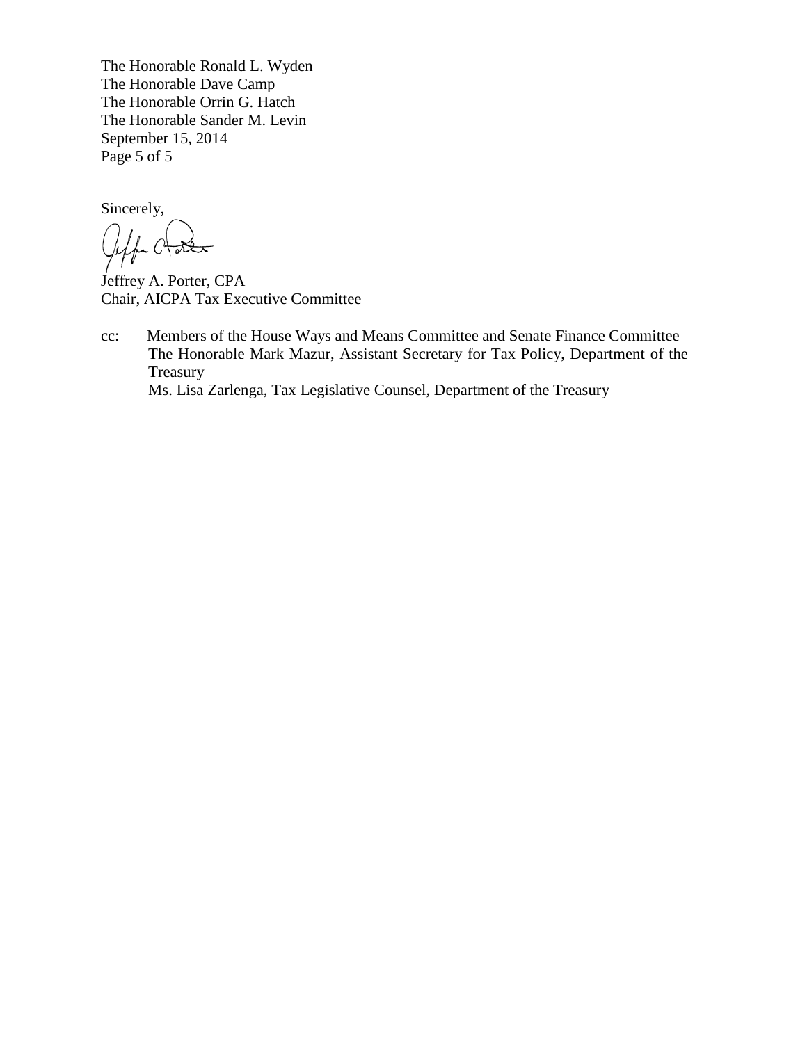Sincerely,

Jeffrey A. Porter, CPA
Chair, AICPA Tax Executive Committee

cc: Members of the House Ways and Means Committee and Senate Finance Committee
The Honorable Mark Mazur, Assistant Secretary for Tax Policy, Department of the Treasury
Ms. Lisa Zarlenga, Tax Legislative Counsel, Department of the Treasury